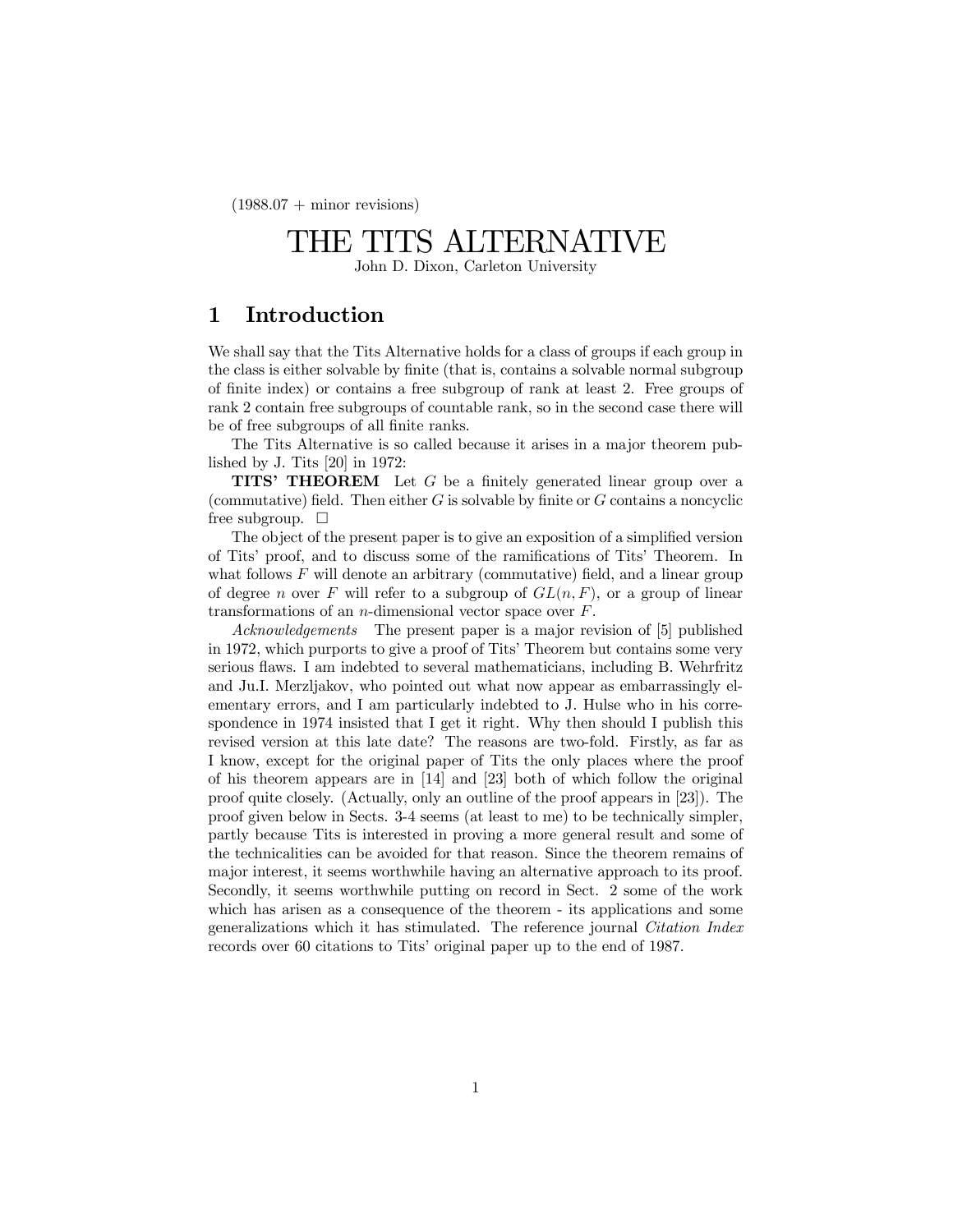(1988.07 + minor revisions)

# THE TITS ALTERNATIVE

John D. Dixon, Carleton University

## 1 Introduction

We shall say that the Tits Alternative holds for a class of groups if each group in the class is either solvable by finite (that is, contains a solvable normal subgroup of finite index) or contains a free subgroup of rank at least 2. Free groups of rank 2 contain free subgroups of countable rank, so in the second case there will be of free subgroups of all finite ranks.

The Tits Alternative is so called because it arises in a major theorem published by J. Tits [20] in 1972:

**TITS' THEOREM** Let $G$ be a finitely generated linear group over a (commutative) field. Then either $G$ is solvable by finite or $G$ contains a noncyclic free subgroup. □

The object of the present paper is to give an exposition of a simplified version of Tits' proof, and to discuss some of the ramifications of Tits' Theorem. In what follows $F$ will denote an arbitrary (commutative) field, and a linear group of degree $n$ over $F$ will refer to a subgroup of $GL(n, F)$, or a group of linear transformations of an $n$-dimensional vector space over $F$.

*Acknowledgements* The present paper is a major revision of [5] published in 1972, which purports to give a proof of Tits' Theorem but contains some very serious flaws. I am indebted to several mathematicians, including B. Wehrfritz and Ju.I. Merzljakov, who pointed out what now appear as embarrassingly elementary errors, and I am particularly indebted to J. Hulse who in his correspondence in 1974 insisted that I get it right. Why then should I publish this revised version at this late date? The reasons are two-fold. Firstly, as far as I know, except for the original paper of Tits the only places where the proof of his theorem appears are in [14] and [23] both of which follow the original proof quite closely. (Actually, only an outline of the proof appears in [23]). The proof given below in Sects. 3-4 seems (at least to me) to be technically simpler, partly because Tits is interested in proving a more general result and some of the technicalities can be avoided for that reason. Since the theorem remains of major interest, it seems worthwhile having an alternative approach to its proof. Secondly, it seems worthwhile putting on record in Sect. 2 some of the work which has arisen as a consequence of the theorem - its applications and some generalizations which it has stimulated. The reference journal *Citation Index* records over 60 citations to Tits' original paper up to the end of 1987.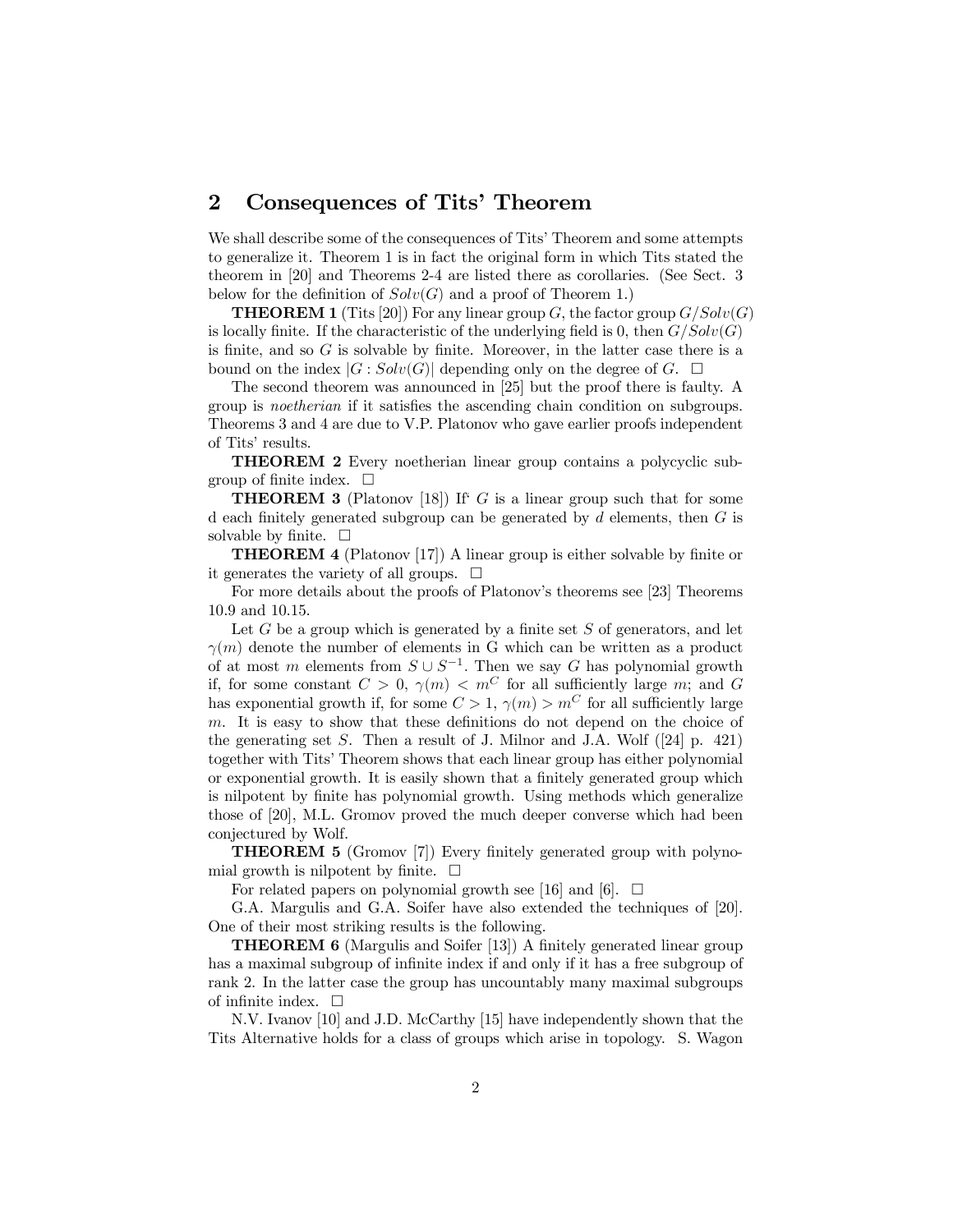## 2 Consequences of Tits' Theorem

We shall describe some of the consequences of Tits' Theorem and some attempts to generalize it. Theorem 1 is in fact the original form in which Tits stated the theorem in [20] and Theorems 2-4 are listed there as corollaries. (See Sect. 3 below for the definition of $Solv(G)$ and a proof of Theorem 1.)

**THEOREM 1** (Tits [20]) For any linear group $G$, the factor group $G/Solv(G)$ is locally finite. If the characteristic of the underlying field is 0, then $G/Solv(G)$ is finite, and so $G$ is solvable by finite. Moreover, in the latter case there is a bound on the index $|G : Solv(G)|$ depending only on the degree of $G$. □

The second theorem was announced in [25] but the proof there is faulty. A group is *noetherian* if it satisfies the ascending chain condition on subgroups. Theorems 3 and 4 are due to V.P. Platonov who gave earlier proofs independent of Tits' results.

**THEOREM 2** Every noetherian linear group contains a polycyclic subgroup of finite index. □

**THEOREM 3** (Platonov [18]) If $G$ is a linear group such that for some d each finitely generated subgroup can be generated by $d$ elements, then $G$ is solvable by finite. □

**THEOREM 4** (Platonov [17]) A linear group is either solvable by finite or it generates the variety of all groups. □

For more details about the proofs of Platonov's theorems see [23] Theorems 10.9 and 10.15.

Let $G$ be a group which is generated by a finite set $S$ of generators, and let $\gamma(m)$ denote the number of elements in G which can be written as a product of at most $m$ elements from $S \cup S^{-1}$. Then we say $G$ has polynomial growth if, for some constant $C > 0$, $\gamma(m) < m^C$ for all sufficiently large $m$; and $G$ has exponential growth if, for some $C > 1$, $\gamma(m) > m^C$ for all sufficiently large $m$. It is easy to show that these definitions do not depend on the choice of the generating set $S$. Then a result of J. Milnor and J.A. Wolf ([24] p. 421) together with Tits' Theorem shows that each linear group has either polynomial or exponential growth. It is easily shown that a finitely generated group which is nilpotent by finite has polynomial growth. Using methods which generalize those of [20], M.L. Gromov proved the much deeper converse which had been conjectured by Wolf.

**THEOREM 5** (Gromov [7]) Every finitely generated group with polynomial growth is nilpotent by finite. □

For related papers on polynomial growth see [16] and [6]. □

G.A. Margulis and G.A. Soifer have also extended the techniques of [20]. One of their most striking results is the following.

**THEOREM 6** (Margulis and Soifer [13]) A finitely generated linear group has a maximal subgroup of infinite index if and only if it has a free subgroup of rank 2. In the latter case the group has uncountably many maximal subgroups of infinite index. □

N.V. Ivanov [10] and J.D. McCarthy [15] have independently shown that the Tits Alternative holds for a class of groups which arise in topology. S. Wagon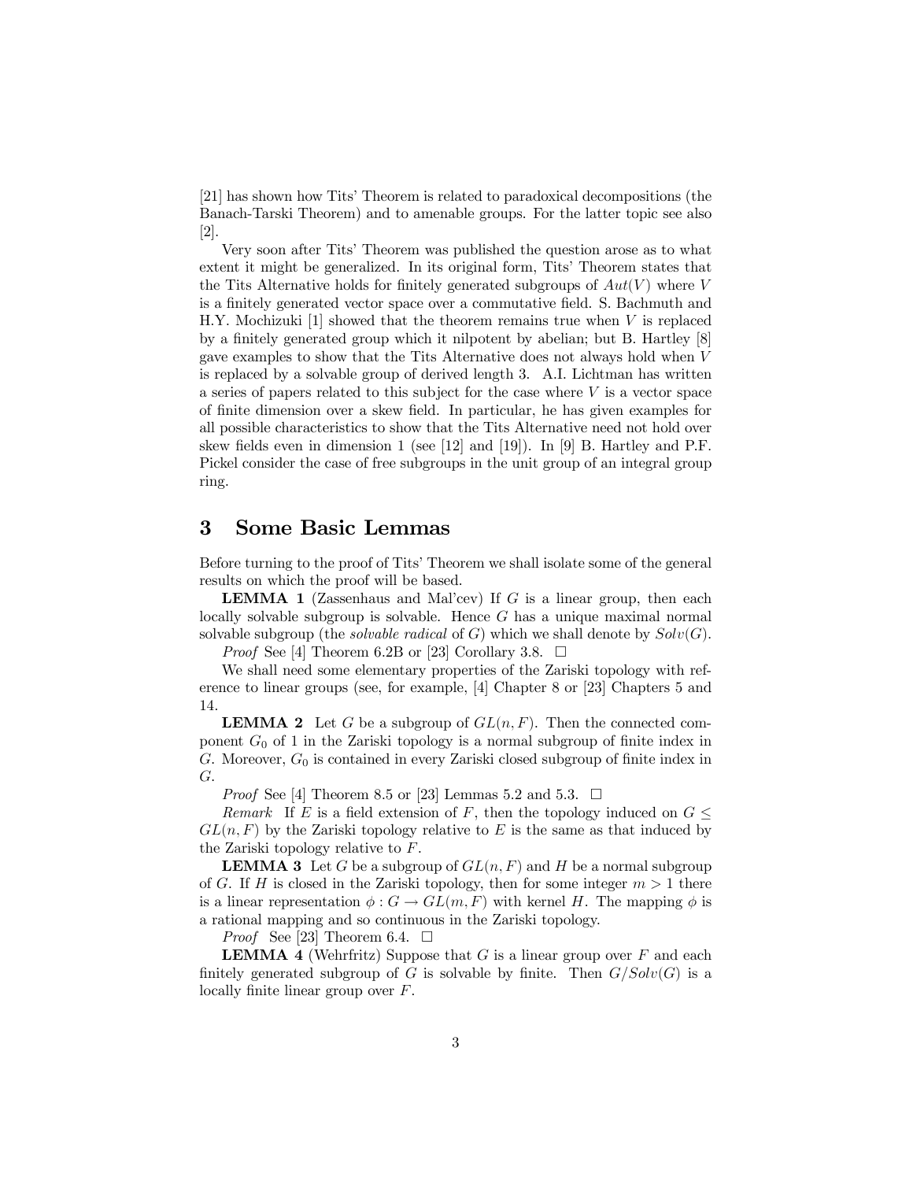[21] has shown how Tits' Theorem is related to paradoxical decompositions (the Banach-Tarski Theorem) and to amenable groups. For the latter topic see also [2].

Very soon after Tits' Theorem was published the question arose as to what extent it might be generalized. In its original form, Tits' Theorem states that the Tits Alternative holds for finitely generated subgroups of $Aut(V)$ where $V$ is a finitely generated vector space over a commutative field. S. Bachmuth and H.Y. Mochizuki [1] showed that the theorem remains true when $V$ is replaced by a finitely generated group which it nilpotent by abelian; but B. Hartley [8] gave examples to show that the Tits Alternative does not always hold when $V$ is replaced by a solvable group of derived length 3. A.I. Lichtman has written a series of papers related to this subject for the case where $V$ is a vector space of finite dimension over a skew field. In particular, he has given examples for all possible characteristics to show that the Tits Alternative need not hold over skew fields even in dimension 1 (see [12] and [19]). In [9] B. Hartley and P.F. Pickel consider the case of free subgroups in the unit group of an integral group ring.

## 3 Some Basic Lemmas

Before turning to the proof of Tits' Theorem we shall isolate some of the general results on which the proof will be based.

**LEMMA 1** (Zassenhaus and Mal'cev) If $G$ is a linear group, then each locally solvable subgroup is solvable. Hence $G$ has a unique maximal normal solvable subgroup (the *solvable radical* of $G$) which we shall denote by $Solv(G)$.

*Proof* See [4] Theorem 6.2B or [23] Corollary 3.8. □

We shall need some elementary properties of the Zariski topology with reference to linear groups (see, for example, [4] Chapter 8 or [23] Chapters 5 and 14.

**LEMMA 2** Let $G$ be a subgroup of $GL(n, F)$. Then the connected component $G_0$ of 1 in the Zariski topology is a normal subgroup of finite index in $G$. Moreover, $G_0$ is contained in every Zariski closed subgroup of finite index in $G$.

*Proof* See [4] Theorem 8.5 or [23] Lemmas 5.2 and 5.3. □

*Remark* If $E$ is a field extension of $F$, then the topology induced on $G \leq GL(n, F)$ by the Zariski topology relative to $E$ is the same as that induced by the Zariski topology relative to $F$.

**LEMMA 3** Let $G$ be a subgroup of $GL(n, F)$ and $H$ be a normal subgroup of $G$. If $H$ is closed in the Zariski topology, then for some integer $m > 1$ there is a linear representation $\phi : G \to GL(m, F)$ with kernel $H$. The mapping $\phi$ is a rational mapping and so continuous in the Zariski topology.

*Proof* See [23] Theorem 6.4. □

**LEMMA 4** (Wehrfritz) Suppose that $G$ is a linear group over $F$ and each finitely generated subgroup of $G$ is solvable by finite. Then $G/Solv(G)$ is a locally finite linear group over $F$.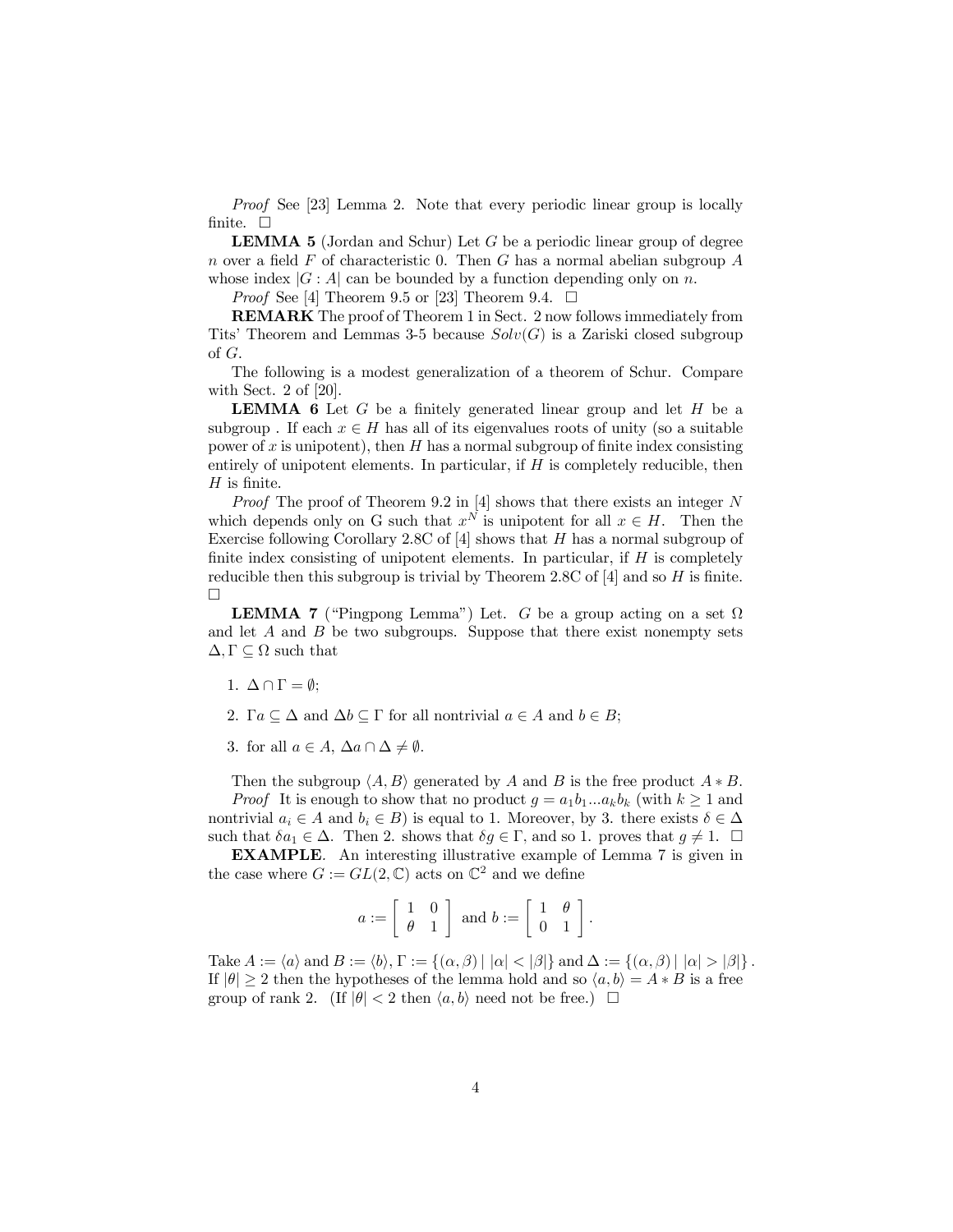*Proof* See [23] Lemma 2. Note that every periodic linear group is locally finite. □

**LEMMA 5** (Jordan and Schur) Let $G$ be a periodic linear group of degree $n$ over a field $F$ of characteristic 0. Then $G$ has a normal abelian subgroup $A$ whose index $|G : A|$ can be bounded by a function depending only on $n$.

*Proof* See [4] Theorem 9.5 or [23] Theorem 9.4. □

**REMARK** The proof of Theorem 1 in Sect. 2 now follows immediately from Tits' Theorem and Lemmas 3-5 because $Solv(G)$ is a Zariski closed subgroup of $G$.

The following is a modest generalization of a theorem of Schur. Compare with Sect. 2 of [20].

**LEMMA 6** Let $G$ be a finitely generated linear group and let $H$ be a subgroup . If each $x \in H$ has all of its eigenvalues roots of unity (so a suitable power of $x$ is unipotent), then $H$ has a normal subgroup of finite index consisting entirely of unipotent elements. In particular, if $H$ is completely reducible, then $H$ is finite.

*Proof* The proof of Theorem 9.2 in [4] shows that there exists an integer $N$ which depends only on G such that $x^N$ is unipotent for all $x \in H$. Then the Exercise following Corollary 2.8C of [4] shows that $H$ has a normal subgroup of finite index consisting of unipotent elements. In particular, if $H$ is completely reducible then this subgroup is trivial by Theorem 2.8C of [4] and so $H$ is finite. □

**LEMMA 7** ("Pingpong Lemma") Let. $G$ be a group acting on a set $\Omega$ and let $A$ and $B$ be two subgroups. Suppose that there exist nonempty sets $\Delta, \Gamma \subseteq \Omega$ such that

1. $\Delta \cap \Gamma = \emptyset$;
2. $\Gamma a \subseteq \Delta$ and $\Delta b \subseteq \Gamma$ for all nontrivial $a \in A$ and $b \in B$;
3. for all $a \in A$, $\Delta a \cap \Delta \neq \emptyset$.

Then the subgroup $\langle A, B \rangle$ generated by $A$ and $B$ is the free product $A * B$.

*Proof* It is enough to show that no product $g = a_1 b_1 ... a_k b_k$ (with $k \geq 1$ and nontrivial $a_i \in A$ and $b_i \in B$) is equal to 1. Moreover, by 3. there exists $\delta \in \Delta$ such that $\delta a_1 \in \Delta$. Then 2. shows that $\delta g \in \Gamma$, and so 1. proves that $g \neq 1$. □

**EXAMPLE**. An interesting illustrative example of Lemma 7 is given in the case where $G := GL(2, \mathbb{C})$ acts on $\mathbb{C}^2$ and we define

$$a := \begin{bmatrix} 1 & 0 \\ \theta & 1 \end{bmatrix} \text{ and } b := \begin{bmatrix} 1 & \theta \\ 0 & 1 \end{bmatrix}.$$

Take $A := \langle a \rangle$ and $B := \langle b \rangle$, $\Gamma := \{(\alpha, \beta) \mid |\alpha| < |\beta|\}$ and $\Delta := \{(\alpha, \beta) \mid |\alpha| > |\beta|\}$. If $|\theta| \geq 2$ then the hypotheses of the lemma hold and so $\langle a, b \rangle = A * B$ is a free group of rank 2. (If $|\theta| < 2$ then $\langle a, b \rangle$ need not be free.) □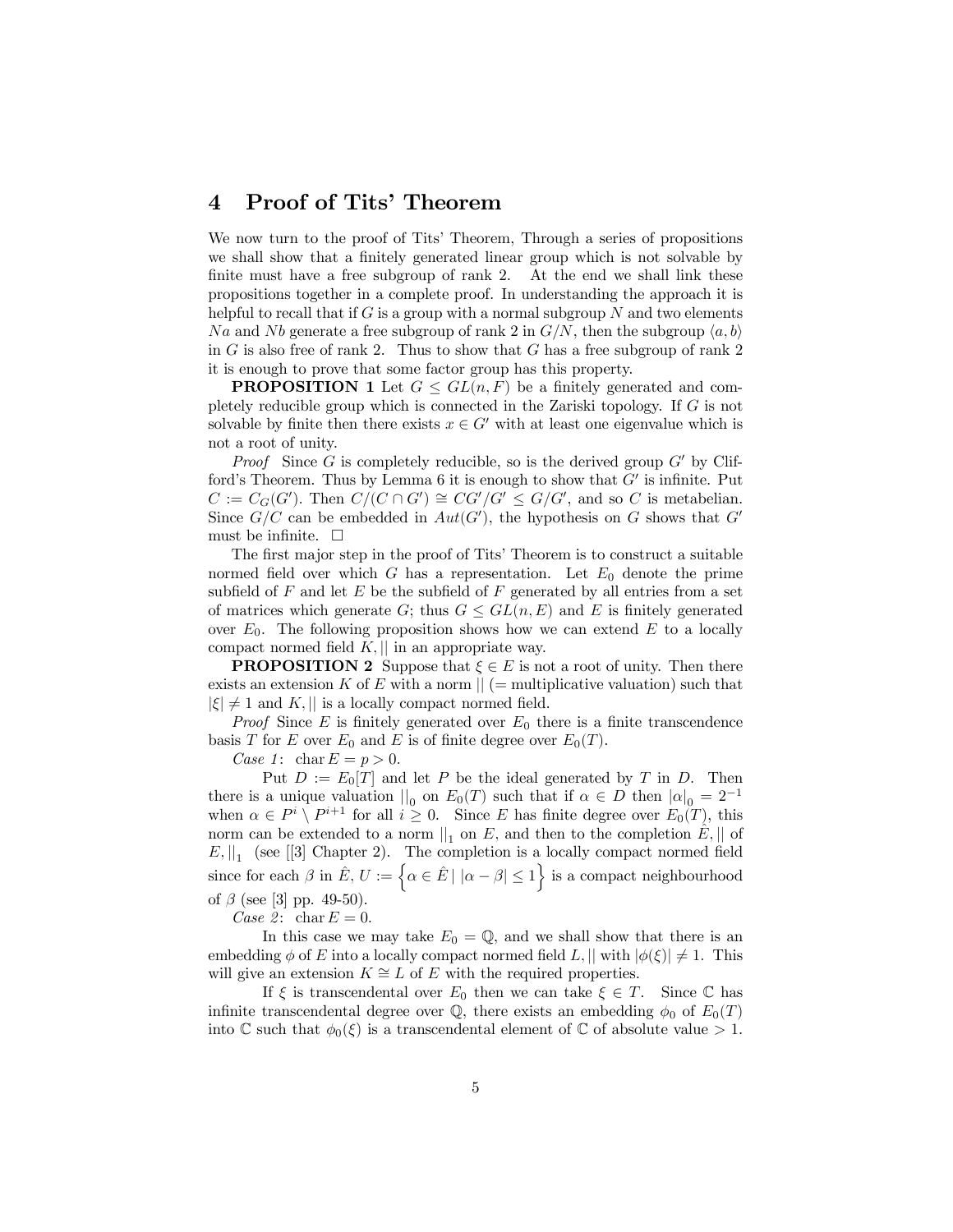## 4 Proof of Tits' Theorem

We now turn to the proof of Tits' Theorem, Through a series of propositions we shall show that a finitely generated linear group which is not solvable by finite must have a free subgroup of rank 2. At the end we shall link these propositions together in a complete proof. In understanding the approach it is helpful to recall that if $G$ is a group with a normal subgroup $N$ and two elements $Na$ and $Nb$ generate a free subgroup of rank 2 in $G/N$, then the subgroup $\langle a, b\rangle$ in $G$ is also free of rank 2. Thus to show that $G$ has a free subgroup of rank 2 it is enough to prove that some factor group has this property.

**PROPOSITION 1** Let $G \leq GL(n, F)$ be a finitely generated and completely reducible group which is connected in the Zariski topology. If $G$ is not solvable by finite then there exists $x \in G'$ with at least one eigenvalue which is not a root of unity.

*Proof* Since $G$ is completely reducible, so is the derived group $G'$ by Clifford's Theorem. Thus by Lemma 6 it is enough to show that $G'$ is infinite. Put $C := C_G(G')$. Then $C/(C \cap G') \cong CG'/G' \leq G/G'$, and so $C$ is metabelian. Since $G/C$ can be embedded in $Aut(G')$, the hypothesis on $G$ shows that $G'$ must be infinite. $\square$

The first major step in the proof of Tits' Theorem is to construct a suitable normed field over which $G$ has a representation. Let $E_0$ denote the prime subfield of $F$ and let $E$ be the subfield of $F$ generated by all entries from a set of matrices which generate $G$; thus $G \leq GL(n, E)$ and $E$ is finitely generated over $E_0$. The following proposition shows how we can extend $E$ to a locally compact normed field $K, ||$ in an appropriate way.

**PROPOSITION 2** Suppose that $\xi \in E$ is not a root of unity. Then there exists an extension $K$ of $E$ with a norm $||$ (= multiplicative valuation) such that $|\xi| \neq 1$ and $K, ||$ is a locally compact normed field.

*Proof* Since $E$ is finitely generated over $E_0$ there is a finite transcendence basis $T$ for $E$ over $E_0$ and $E$ is of finite degree over $E_0(T)$.

*Case 1*: $\operatorname{char} E = p > 0$.

Put $D := E_0[T]$ and let $P$ be the ideal generated by $T$ in $D$. Then there is a unique valuation $||_0$ on $E_0(T)$ such that if $\alpha \in D$ then $|\alpha|_0 = 2^{-1}$ when $\alpha \in P^i \setminus P^{i+1}$ for all $i \geq 0$. Since $E$ has finite degree over $E_0(T)$, this norm can be extended to a norm $||_1$ on $E$, and then to the completion $\hat{E}, ||$ of $E, ||_1$ (see [[3] Chapter 2). The completion is a locally compact normed field since for each $\beta$ in $\hat{E}$, $U := \left\{ \alpha \in \hat{E} \mid |\alpha - \beta| \leq 1 \right\}$ is a compact neighbourhood of $\beta$ (see [3] pp. 49-50).

*Case 2*: $\operatorname{char} E = 0$.

In this case we may take $E_0 = \mathbb{Q}$, and we shall show that there is an embedding $\phi$ of $E$ into a locally compact normed field $L, ||$ with $|\phi(\xi)| \neq 1$. This will give an extension $K \cong L$ of $E$ with the required properties.

If $\xi$ is transcendental over $E_0$ then we can take $\xi \in T$. Since $\mathbb{C}$ has infinite transcendental degree over $\mathbb{Q}$, there exists an embedding $\phi_0$ of $E_0(T)$ into $\mathbb{C}$ such that $\phi_0(\xi)$ is a transcendental element of $\mathbb{C}$ of absolute value $> 1$.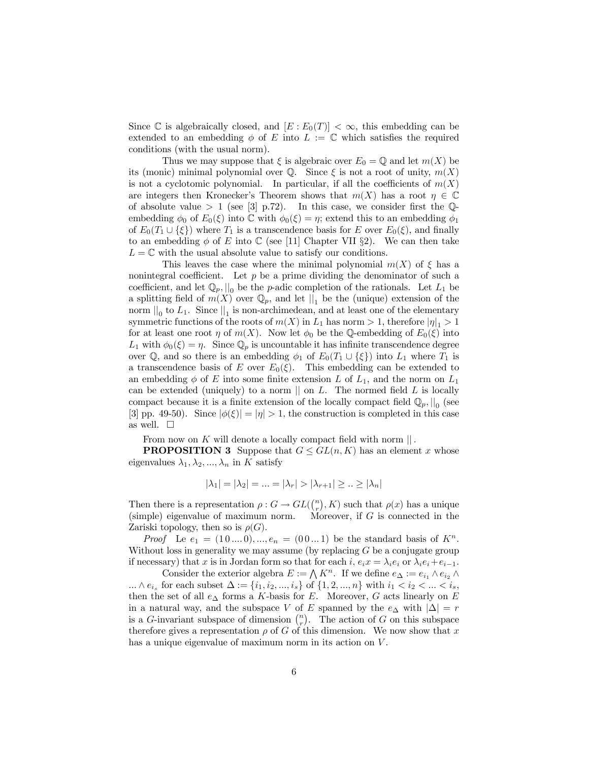Since $\mathbb{C}$ is algebraically closed, and $[E : E_0(T)] < \infty$, this embedding can be extended to an embedding $\phi$ of $E$ into $L := \mathbb{C}$ which satisfies the required conditions (with the usual norm).

Thus we may suppose that $\xi$ is algebraic over $E_0 = \mathbb{Q}$ and let $m(X)$ be its (monic) minimal polynomial over $\mathbb{Q}$. Since $\xi$ is not a root of unity, $m(X)$ is not a cyclotomic polynomial. In particular, if all the coefficients of $m(X)$ are integers then Kronecker's Theorem shows that $m(X)$ has a root $\eta \in \mathbb{C}$ of absolute value $> 1$ (see [3] p.72). In this case, we consider first the $\mathbb{Q}$-embedding $\phi_0$ of $E_0(\xi)$ into $\mathbb{C}$ with $\phi_0(\xi) = \eta$; extend this to an embedding $\phi_1$ of $E_0(T_1 \cup \{\xi\})$ where $T_1$ is a transcendence basis for $E$ over $E_0(\xi)$, and finally to an embedding $\phi$ of $E$ into $\mathbb{C}$ (see [11] Chapter VII §2). We can then take $L = \mathbb{C}$ with the usual absolute value to satisfy our conditions.

This leaves the case where the minimal polynomial $m(X)$ of $\xi$ has a nonintegral coefficient. Let $p$ be a prime dividing the denominator of such a coefficient, and let $\mathbb{Q}_p, ||_0$ be the $p$-adic completion of the rationals. Let $L_1$ be a splitting field of $m(X)$ over $\mathbb{Q}_p$, and let $||_1$ be the (unique) extension of the norm $||_0$ to $L_1$. Since $||_1$ is non-archimedean, and at least one of the elementary symmetric functions of the roots of $m(X)$ in $L_1$ has norm $> 1$, therefore $|\eta|_1 > 1$ for at least one root $\eta$ of $m(X)$. Now let $\phi_0$ be the $\mathbb{Q}$-embedding of $E_0(\xi)$ into $L_1$ with $\phi_0(\xi) = \eta$. Since $\mathbb{Q}_p$ is uncountable it has infinite transcendence degree over $\mathbb{Q}$, and so there is an embedding $\phi_1$ of $E_0(T_1 \cup \{\xi\})$ into $L_1$ where $T_1$ is a transcendence basis of $E$ over $E_0(\xi)$. This embedding can be extended to an embedding $\phi$ of $E$ into some finite extension $L$ of $L_1$, and the norm on $L_1$ can be extended (uniquely) to a norm $||$ on $L$. The normed field $L$ is locally compact because it is a finite extension of the locally compact field $\mathbb{Q}_p, ||_0$ (see [3] pp. 49-50). Since $|\phi(\xi)| = |\eta| > 1$, the construction is completed in this case as well. $\square$

From now on $K$ will denote a locally compact field with norm $||$.

**PROPOSITION 3** Suppose that $G \leq GL(n, K)$ has an element $x$ whose eigenvalues $\lambda_1, \lambda_2, ..., \lambda_n$ in $K$ satisfy

$$|\lambda_1| = |\lambda_2| = ... = |\lambda_r| > |\lambda_{r+1}| \geq .. \geq |\lambda_n|$$

Then there is a representation $\rho : G \to GL(\binom{n}{r}, K)$ such that $\rho(x)$ has a unique (simple) eigenvalue of maximum norm. Moreover, if $G$ is connected in the Zariski topology, then so is $\rho(G)$.

*Proof* Le $e_1 = (1\,0\,....\,0), ..., e_n = (0\,0\,...\,1)$ be the standard basis of $K^n$. Without loss in generality we may assume (by replacing $G$ be a conjugate group if necessary) that $x$ is in Jordan form so that for each $i$, $e_i x = \lambda_i e_i$ or $\lambda_i e_i + e_{i-1}$.

Consider the exterior algebra $E := \bigwedge K^n$. If we define $e_\Delta := e_{i_1} \wedge e_{i_2} \wedge ... \wedge e_{i_s}$ for each subset $\Delta := \{i_1, i_2, ..., i_s\}$ of $\{1, 2, ..., n\}$ with $i_1 < i_2 < ... < i_s$, then the set of all $e_\Delta$ forms a $K$-basis for $E$. Moreover, $G$ acts linearly on $E$ in a natural way, and the subspace $V$ of $E$ spanned by the $e_\Delta$ with $|\Delta| = r$ is a $G$-invariant subspace of dimension $\binom{n}{r}$. The action of $G$ on this subspace therefore gives a representation $\rho$ of $G$ of this dimension. We now show that $x$ has a unique eigenvalue of maximum norm in its action on $V$.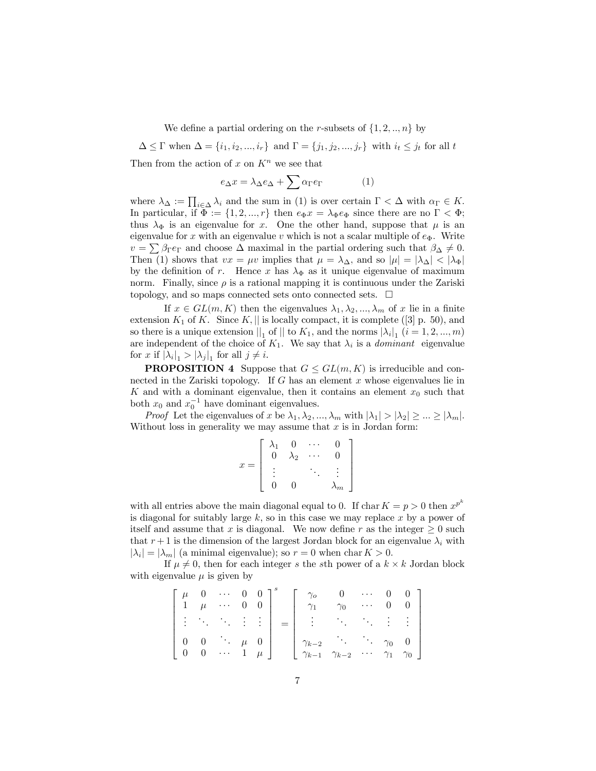We define a partial ordering on the $r$-subsets of $\{1, 2, .., n\}$ by

$$\Delta \leq \Gamma \text{ when } \Delta = \{i_1, i_2, ..., i_r\} \text{ and } \Gamma = \{j_1, j_2, ..., j_r\} \text{ with } i_t \leq j_t \text{ for all } t$$

Then from the action of $x$ on $K^n$ we see that

$$e_\Delta x = \lambda_\Delta e_\Delta + \sum \alpha_\Gamma e_\Gamma \qquad (1)$$

where $\lambda_\Delta := \prod_{i \in \Delta} \lambda_i$ and the sum in (1) is over certain $\Gamma < \Delta$ with $\alpha_\Gamma \in K$. In particular, if $\Phi := \{1, 2, ..., r\}$ then $e_\Phi x = \lambda_\Phi e_\Phi$ since there are no $\Gamma < \Phi$; thus $\lambda_\Phi$ is an eigenvalue for $x$. One the other hand, suppose that $\mu$ is an eigenvalue for $x$ with an eigenvalue $v$ which is not a scalar multiple of $e_\Phi$. Write $v = \sum \beta_\Gamma e_\Gamma$ and choose $\Delta$ maximal in the partial ordering such that $\beta_\Delta \neq 0$. Then (1) shows that $vx = \mu v$ implies that $\mu = \lambda_\Delta$, and so $|\mu| = |\lambda_\Delta| < |\lambda_\Phi|$ by the definition of $r$. Hence $x$ has $\lambda_\Phi$ as it unique eigenvalue of maximum norm. Finally, since $\rho$ is a rational mapping it is continuous under the Zariski topology, and so maps connected sets onto connected sets. $\square$

If $x \in GL(m, K)$ then the eigenvalues $\lambda_1, \lambda_2, ..., \lambda_m$ of $x$ lie in a finite extension $K_1$ of $K$. Since $K, ||$ is locally compact, it is complete ([3] p. 50), and so there is a unique extension $||_1$ of $||$ to $K_1$, and the norms $|\lambda_i|_1$ $(i = 1, 2, ..., m)$ are independent of the choice of $K_1$. We say that $\lambda_i$ is a *dominant* eigenvalue for $x$ if $|\lambda_i|_1 > |\lambda_j|_1$ for all $j \neq i$.

**PROPOSITION 4** Suppose that $G \leq GL(m, K)$ is irreducible and connected in the Zariski topology. If $G$ has an element $x$ whose eigenvalues lie in $K$ and with a dominant eigenvalue, then it contains an element $x_0$ such that both $x_0$ and $x_0^{-1}$ have dominant eigenvalues.

*Proof* Let the eigenvalues of $x$ be $\lambda_1, \lambda_2, ..., \lambda_m$ with $|\lambda_1| > |\lambda_2| \geq ... \geq |\lambda_m|$. Without loss in generality we may assume that $x$ is in Jordan form:

$$x = \begin{bmatrix} \lambda_1 & 0 & \cdots & 0 \\ 0 & \lambda_2 & \cdots & 0 \\ \vdots & & \ddots & \vdots \\ 0 & 0 & & \lambda_m \end{bmatrix}$$

with all entries above the main diagonal equal to 0. If $\operatorname{char} K = p > 0$ then $x^{p^k}$ is diagonal for suitably large $k$, so in this case we may replace $x$ by a power of itself and assume that $x$ is diagonal. We now define $r$ as the integer $\geq 0$ such that $r + 1$ is the dimension of the largest Jordan block for an eigenvalue $\lambda_i$ with $|\lambda_i| = |\lambda_m|$ (a minimal eigenvalue); so $r = 0$ when $\operatorname{char} K > 0$.

If $\mu \neq 0$, then for each integer $s$ the $s$th power of a $k \times k$ Jordan block with eigenvalue $\mu$ is given by

$$\begin{bmatrix} \mu & 0 & \cdots & 0 & 0 \\ 1 & \mu & \cdots & 0 & 0 \\ \vdots & \ddots & \ddots & \vdots & \vdots \\ 0 & 0 & \ddots & \mu & 0 \\ 0 & 0 & \cdots & 1 & \mu \end{bmatrix}^s = \begin{bmatrix} \gamma_o & 0 & \cdots & 0 & 0 \\ \gamma_1 & \gamma_0 & \cdots & 0 & 0 \\ \vdots & \ddots & \ddots & \vdots & \vdots \\ \gamma_{k-2} & \ddots & \ddots & \gamma_0 & 0 \\ \gamma_{k-1} & \gamma_{k-2} & \cdots & \gamma_1 & \gamma_0 \end{bmatrix}$$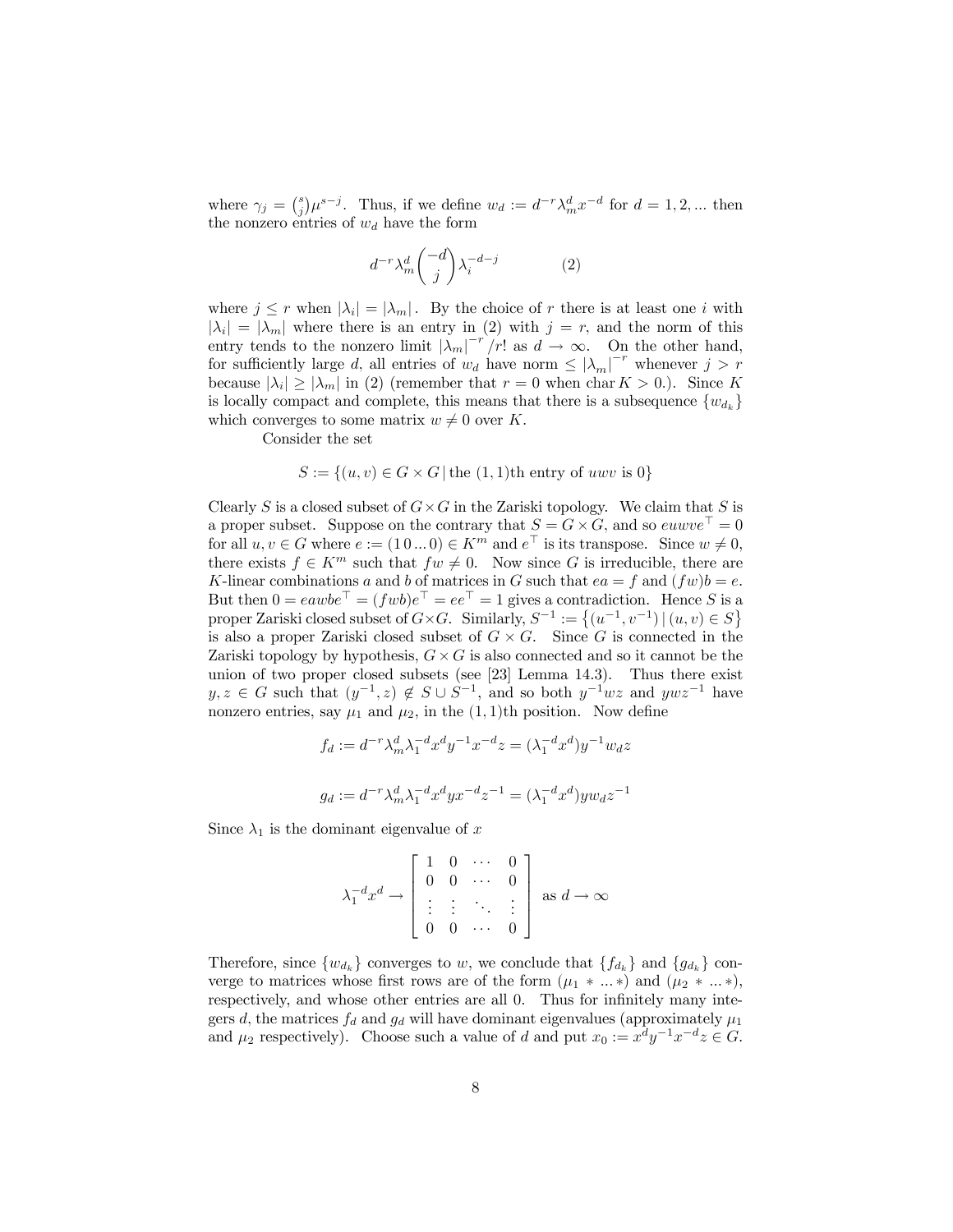where $\gamma_j = \binom{s}{j}\mu^{s-j}$. Thus, if we define $w_d := d^{-r}\lambda_m^d x^{-d}$ for $d = 1, 2, ...$ then the nonzero entries of $w_d$ have the form

$$d^{-r}\lambda_m^d \binom{-d}{j} \lambda_i^{-d-j} \tag{2}$$

where $j \leq r$ when $|\lambda_i| = |\lambda_m|$. By the choice of $r$ there is at least one $i$ with $|\lambda_i| = |\lambda_m|$ where there is an entry in (2) with $j = r$, and the norm of this entry tends to the nonzero limit $|\lambda_m|^{-r}/r!$ as $d \to \infty$. On the other hand, for sufficiently large $d$, all entries of $w_d$ have norm $\leq |\lambda_m|^{-r}$ whenever $j > r$ because $|\lambda_i| \geq |\lambda_m|$ in (2) (remember that $r = 0$ when $\operatorname{char} K > 0$.). Since $K$ is locally compact and complete, this means that there is a subsequence $\{w_{d_k}\}$ which converges to some matrix $w \neq 0$ over $K$.

Consider the set

$$S := \{(u, v) \in G \times G \mid \text{the } (1,1)\text{th entry of } uwv \text{ is } 0\}$$

Clearly $S$ is a closed subset of $G \times G$ in the Zariski topology. We claim that $S$ is a proper subset. Suppose on the contrary that $S = G \times G$, and so $euwve^\top = 0$ for all $u, v \in G$ where $e := (1\,0\,...\,0) \in K^m$ and $e^\top$ is its transpose. Since $w \neq 0$, there exists $f \in K^m$ such that $fw \neq 0$. Now since $G$ is irreducible, there are $K$-linear combinations $a$ and $b$ of matrices in $G$ such that $ea = f$ and $(fw)b = e$. But then $0 = eawbe^\top = (fwb)e^\top = ee^\top = 1$ gives a contradiction. Hence $S$ is a proper Zariski closed subset of $G \times G$. Similarly, $S^{-1} := \{(u^{-1}, v^{-1}) \mid (u, v) \in S\}$ is also a proper Zariski closed subset of $G \times G$. Since $G$ is connected in the Zariski topology by hypothesis, $G \times G$ is also connected and so it cannot be the union of two proper closed subsets (see [23] Lemma 14.3). Thus there exist $y, z \in G$ such that $(y^{-1}, z) \notin S \cup S^{-1}$, and so both $y^{-1}wz$ and $ywz^{-1}$ have nonzero entries, say $\mu_1$ and $\mu_2$, in the $(1,1)$th position. Now define

$$f_d := d^{-r}\lambda_m^d \lambda_1^{-d} x^d y^{-1} x^{-d} z = (\lambda_1^{-d} x^d) y^{-1} w_d z$$

$$g_d := d^{-r}\lambda_m^d \lambda_1^{-d} x^d y x^{-d} z^{-1} = (\lambda_1^{-d} x^d) y w_d z^{-1}$$

Since $\lambda_1$ is the dominant eigenvalue of $x$

$$\lambda_1^{-d} x^d \to \begin{bmatrix} 1 & 0 & \cdots & 0 \\ 0 & 0 & \cdots & 0 \\ \vdots & \vdots & \ddots & \vdots \\ 0 & 0 & \cdots & 0 \end{bmatrix} \text{ as } d \to \infty$$

Therefore, since $\{w_{d_k}\}$ converges to $w$, we conclude that $\{f_{d_k}\}$ and $\{g_{d_k}\}$ converge to matrices whose first rows are of the form $(\mu_1 * ... *)$ and $(\mu_2 * ... *)$, respectively, and whose other entries are all 0. Thus for infinitely many integers $d$, the matrices $f_d$ and $g_d$ will have dominant eigenvalues (approximately $\mu_1$ and $\mu_2$ respectively). Choose such a value of $d$ and put $x_0 := x^d y^{-1} x^{-d} z \in G$.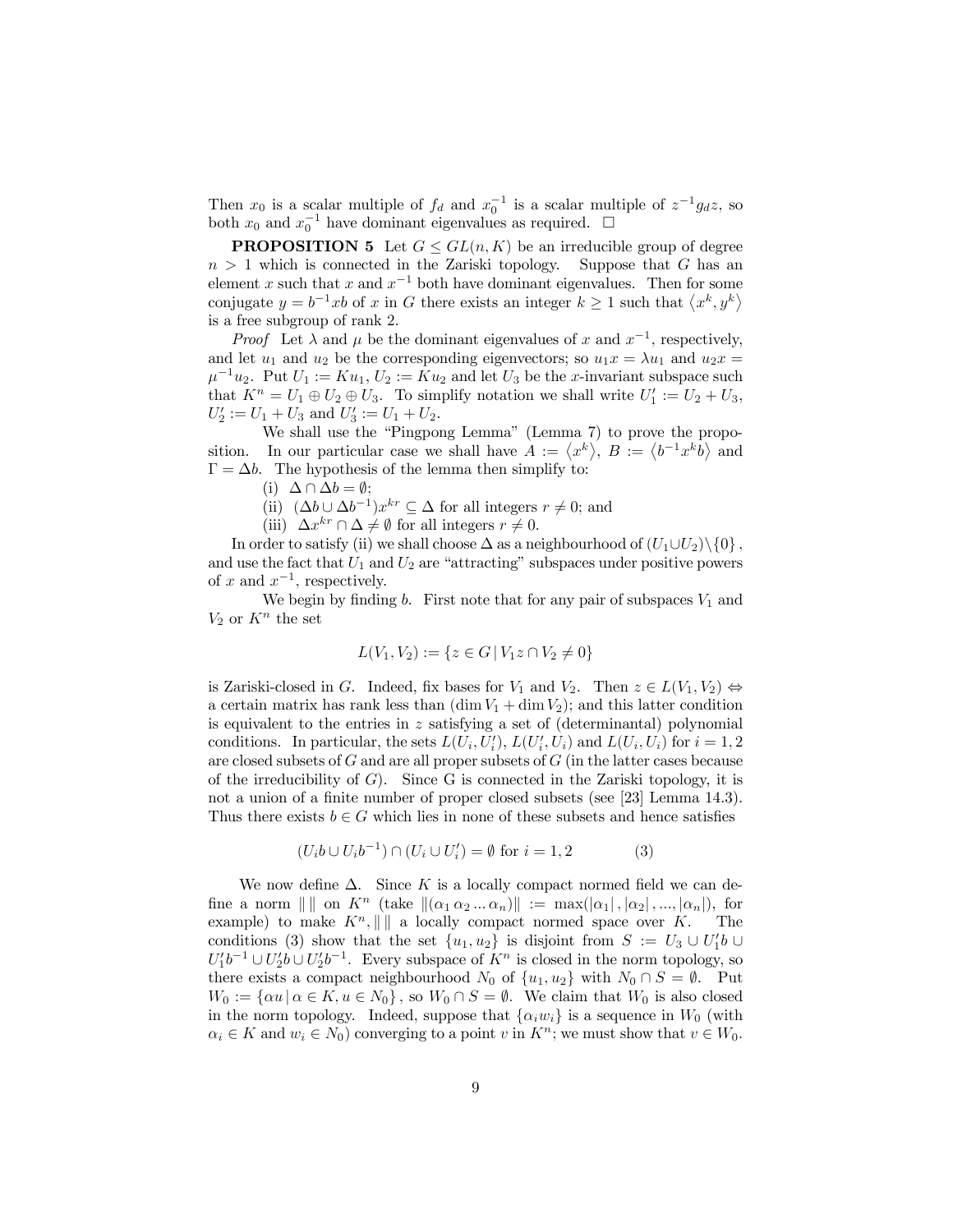Then $x_0$ is a scalar multiple of $f_d$ and $x_0^{-1}$ is a scalar multiple of $z^{-1}g_d z$, so both $x_0$ and $x_0^{-1}$ have dominant eigenvalues as required. $\square$

**PROPOSITION 5** Let $G \leq GL(n, K)$ be an irreducible group of degree $n > 1$ which is connected in the Zariski topology. Suppose that $G$ has an element $x$ such that $x$ and $x^{-1}$ both have dominant eigenvalues. Then for some conjugate $y = b^{-1}xb$ of $x$ in $G$ there exists an integer $k \geq 1$ such that $\langle x^k, y^k \rangle$ is a free subgroup of rank 2.

*Proof* Let $\lambda$ and $\mu$ be the dominant eigenvalues of $x$ and $x^{-1}$, respectively, and let $u_1$ and $u_2$ be the corresponding eigenvectors; so $u_1 x = \lambda u_1$ and $u_2 x = \mu^{-1} u_2$. Put $U_1 := K u_1$, $U_2 := K u_2$ and let $U_3$ be the $x$-invariant subspace such that $K^n = U_1 \oplus U_2 \oplus U_3$. To simplify notation we shall write $U_1' := U_2 + U_3$, $U_2' := U_1 + U_3$ and $U_3' := U_1 + U_2$.

We shall use the "Pingpong Lemma" (Lemma 7) to prove the proposition. In our particular case we shall have $A := \langle x^k \rangle$, $B := \langle b^{-1}x^k b \rangle$ and $\Gamma = \Delta b$. The hypothesis of the lemma then simplify to:

(i) $\Delta \cap \Delta b = \emptyset$;

(ii) $(\Delta b \cup \Delta b^{-1}) x^{kr} \subseteq \Delta$ for all integers $r \neq 0$; and

(iii) $\Delta x^{kr} \cap \Delta \neq \emptyset$ for all integers $r \neq 0$.

In order to satisfy (ii) we shall choose $\Delta$ as a neighbourhood of $(U_1 \cup U_2) \backslash \{0\}$, and use the fact that $U_1$ and $U_2$ are "attracting" subspaces under positive powers of $x$ and $x^{-1}$, respectively.

We begin by finding $b$. First note that for any pair of subspaces $V_1$ and $V_2$ or $K^n$ the set

$$L(V_1, V_2) := \{ z \in G \mid V_1 z \cap V_2 \neq 0 \}$$

is Zariski-closed in $G$. Indeed, fix bases for $V_1$ and $V_2$. Then $z \in L(V_1, V_2) \Leftrightarrow$ a certain matrix has rank less than $(\dim V_1 + \dim V_2)$; and this latter condition is equivalent to the entries in $z$ satisfying a set of (determinantal) polynomial conditions. In particular, the sets $L(U_i, U_i')$, $L(U_i', U_i)$ and $L(U_i, U_i)$ for $i = 1, 2$ are closed subsets of $G$ and are all proper subsets of $G$ (in the latter cases because of the irreducibility of $G$). Since G is connected in the Zariski topology, it is not a union of a finite number of proper closed subsets (see [23] Lemma 14.3). Thus there exists $b \in G$ which lies in none of these subsets and hence satisfies

$$(U_i b \cup U_i b^{-1}) \cap (U_i \cup U_i') = \emptyset \text{ for } i = 1, 2 \qquad (3)$$

We now define $\Delta$. Since $K$ is a locally compact normed field we can define a norm $\| \, \|$ on $K^n$ (take $\|(\alpha_1 \, \alpha_2 \ldots \alpha_n)\| := \max(|\alpha_1|, |\alpha_2|, \ldots, |\alpha_n|)$, for example) to make $K^n, \| \, \|$ a locally compact normed space over $K$. The conditions (3) show that the set $\{u_1, u_2\}$ is disjoint from $S := U_3 \cup U_1' b \cup U_1' b^{-1} \cup U_2' b \cup U_2' b^{-1}$. Every subspace of $K^n$ is closed in the norm topology, so there exists a compact neighbourhood $N_0$ of $\{u_1, u_2\}$ with $N_0 \cap S = \emptyset$. Put $W_0 := \{ \alpha u \mid \alpha \in K, u \in N_0 \}$, so $W_0 \cap S = \emptyset$. We claim that $W_0$ is also closed in the norm topology. Indeed, suppose that $\{\alpha_i w_i\}$ is a sequence in $W_0$ (with $\alpha_i \in K$ and $w_i \in N_0$) converging to a point $v$ in $K^n$; we must show that $v \in W_0$.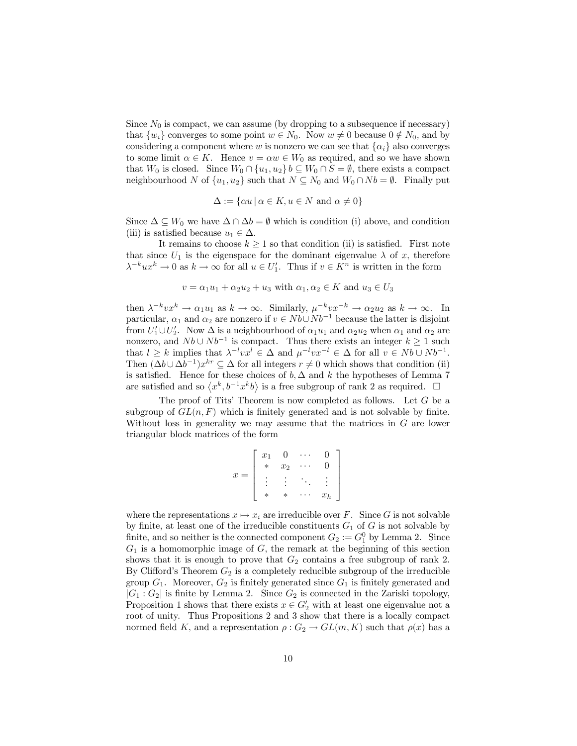Since $N_0$ is compact, we can assume (by dropping to a subsequence if necessary) that $\{w_i\}$ converges to some point $w \in N_0$. Now $w \neq 0$ because $0 \notin N_0$, and by considering a component where $w$ is nonzero we can see that $\{\alpha_i\}$ also converges to some limit $\alpha \in K$. Hence $v = \alpha w \in W_0$ as required, and so we have shown that $W_0$ is closed. Since $W_0 \cap \{u_1, u_2\}\, b \subseteq W_0 \cap S = \emptyset$, there exists a compact neighbourhood $N$ of $\{u_1, u_2\}$ such that $N \subseteq N_0$ and $W_0 \cap Nb = \emptyset$. Finally put

$$\Delta := \{\alpha u \mid \alpha \in K, u \in N \text{ and } \alpha \neq 0\}$$

Since $\Delta \subseteq W_0$ we have $\Delta \cap \Delta b = \emptyset$ which is condition (i) above, and condition (iii) is satisfied because $u_1 \in \Delta$.

It remains to choose $k \geq 1$ so that condition (ii) is satisfied. First note that since $U_1$ is the eigenspace for the dominant eigenvalue $\lambda$ of $x$, therefore $\lambda^{-k} u x^k \to 0$ as $k \to \infty$ for all $u \in U_1'$. Thus if $v \in K^n$ is written in the form

$$v = \alpha_1 u_1 + \alpha_2 u_2 + u_3 \text{ with } \alpha_1, \alpha_2 \in K \text{ and } u_3 \in U_3$$

then $\lambda^{-k} v x^k \to \alpha_1 u_1$ as $k \to \infty$. Similarly, $\mu^{-k} v x^{-k} \to \alpha_2 u_2$ as $k \to \infty$. In particular, $\alpha_1$ and $\alpha_2$ are nonzero if $v \in Nb \cup Nb^{-1}$ because the latter is disjoint from $U_1' \cup U_2'$. Now $\Delta$ is a neighbourhood of $\alpha_1 u_1$ and $\alpha_2 u_2$ when $\alpha_1$ and $\alpha_2$ are nonzero, and $Nb \cup Nb^{-1}$ is compact. Thus there exists an integer $k \geq 1$ such that $l \geq k$ implies that $\lambda^{-l} v x^l \in \Delta$ and $\mu^{-l} v x^{-l} \in \Delta$ for all $v \in Nb \cup Nb^{-1}$. Then $(\Delta b \cup \Delta b^{-1}) x^{kr} \subseteq \Delta$ for all integers $r \neq 0$ which shows that condition (ii) is satisfied. Hence for these choices of $b, \Delta$ and $k$ the hypotheses of Lemma 7 are satisfied and so $\langle x^k, b^{-1} x^k b \rangle$ is a free subgroup of rank 2 as required. □

The proof of Tits' Theorem is now completed as follows. Let $G$ be a subgroup of $GL(n, F)$ which is finitely generated and is not solvable by finite. Without loss in generality we may assume that the matrices in $G$ are lower triangular block matrices of the form

$$x = \begin{bmatrix} x_1 & 0 & \cdots & 0 \\ * & x_2 & \cdots & 0 \\ \vdots & \vdots & \ddots & \vdots \\ * & * & \cdots & x_h \end{bmatrix}$$

where the representations $x \mapsto x_i$ are irreducible over $F$. Since $G$ is not solvable by finite, at least one of the irreducible constituents $G_1$ of $G$ is not solvable by finite, and so neither is the connected component $G_2 := G_1^0$ by Lemma 2. Since $G_1$ is a homomorphic image of $G$, the remark at the beginning of this section shows that it is enough to prove that $G_2$ contains a free subgroup of rank 2. By Clifford's Theorem $G_2$ is a completely reducible subgroup of the irreducible group $G_1$. Moreover, $G_2$ is finitely generated since $G_1$ is finitely generated and $|G_1 : G_2|$ is finite by Lemma 2. Since $G_2$ is connected in the Zariski topology, Proposition 1 shows that there exists $x \in G_2'$ with at least one eigenvalue not a root of unity. Thus Propositions 2 and 3 show that there is a locally compact normed field $K$, and a representation $\rho : G_2 \to GL(m, K)$ such that $\rho(x)$ has a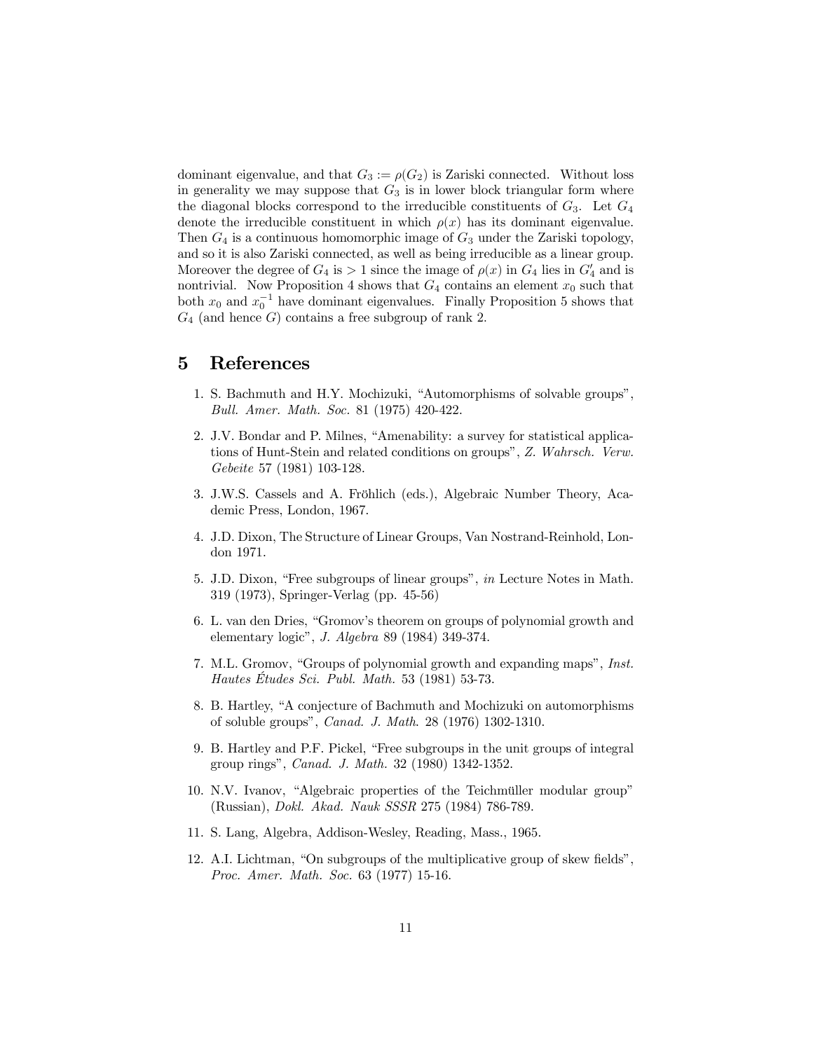dominant eigenvalue, and that $G_3 := \rho(G_2)$ is Zariski connected. Without loss in generality we may suppose that $G_3$ is in lower block triangular form where the diagonal blocks correspond to the irreducible constituents of $G_3$. Let $G_4$ denote the irreducible constituent in which $\rho(x)$ has its dominant eigenvalue. Then $G_4$ is a continuous homomorphic image of $G_3$ under the Zariski topology, and so it is also Zariski connected, as well as being irreducible as a linear group. Moreover the degree of $G_4$ is $> 1$ since the image of $\rho(x)$ in $G_4$ lies in $G_4'$ and is nontrivial. Now Proposition 4 shows that $G_4$ contains an element $x_0$ such that both $x_0$ and $x_0^{-1}$ have dominant eigenvalues. Finally Proposition 5 shows that $G_4$ (and hence $G$) contains a free subgroup of rank 2.

# 5 References

1. S. Bachmuth and H.Y. Mochizuki, "Automorphisms of solvable groups", *Bull. Amer. Math. Soc.* 81 (1975) 420-422.
2. J.V. Bondar and P. Milnes, "Amenability: a survey for statistical applications of Hunt-Stein and related conditions on groups", *Z. Wahrsch. Verw. Gebeite* 57 (1981) 103-128.
3. J.W.S. Cassels and A. Fröhlich (eds.), Algebraic Number Theory, Academic Press, London, 1967.
4. J.D. Dixon, The Structure of Linear Groups, Van Nostrand-Reinhold, London 1971.
5. J.D. Dixon, "Free subgroups of linear groups", *in* Lecture Notes in Math. 319 (1973), Springer-Verlag (pp. 45-56)
6. L. van den Dries, "Gromov's theorem on groups of polynomial growth and elementary logic", *J. Algebra* 89 (1984) 349-374.
7. M.L. Gromov, "Groups of polynomial growth and expanding maps", *Inst. Hautes Études Sci. Publ. Math.* 53 (1981) 53-73.
8. B. Hartley, "A conjecture of Bachmuth and Mochizuki on automorphisms of soluble groups", *Canad. J. Math*. 28 (1976) 1302-1310.
9. B. Hartley and P.F. Pickel, "Free subgroups in the unit groups of integral group rings", *Canad. J. Math.* 32 (1980) 1342-1352.
10. N.V. Ivanov, "Algebraic properties of the Teichmüller modular group" (Russian), *Dokl. Akad. Nauk SSSR* 275 (1984) 786-789.
11. S. Lang, Algebra, Addison-Wesley, Reading, Mass., 1965.
12. A.I. Lichtman, "On subgroups of the multiplicative group of skew fields", *Proc. Amer. Math. Soc.* 63 (1977) 15-16.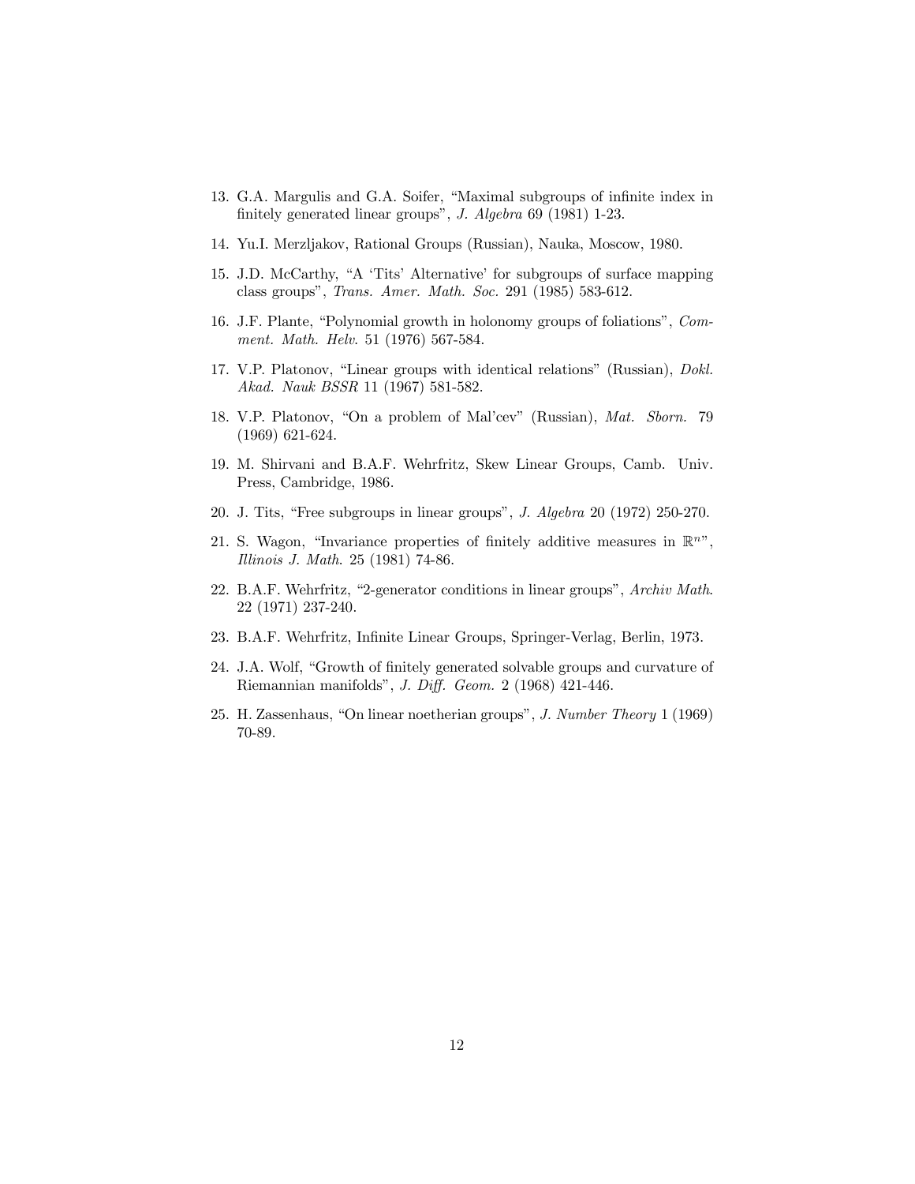13. G.A. Margulis and G.A. Soifer, “Maximal subgroups of infinite index in finitely generated linear groups”, *J. Algebra* 69 (1981) 1-23.

14. Yu.I. Merzljakov, Rational Groups (Russian), Nauka, Moscow, 1980.

15. J.D. McCarthy, “A ‘Tits’ Alternative’ for subgroups of surface mapping class groups”, *Trans. Amer. Math. Soc.* 291 (1985) 583-612.

16. J.F. Plante, “Polynomial growth in holonomy groups of foliations”, *Comment. Math. Helv.* 51 (1976) 567-584.

17. V.P. Platonov, “Linear groups with identical relations” (Russian), *Dokl. Akad. Nauk BSSR* 11 (1967) 581-582.

18. V.P. Platonov, “On a problem of Mal’cev” (Russian), *Mat. Sborn.* 79 (1969) 621-624.

19. M. Shirvani and B.A.F. Wehrfritz, Skew Linear Groups, Camb. Univ. Press, Cambridge, 1986.

20. J. Tits, “Free subgroups in linear groups”, *J. Algebra* 20 (1972) 250-270.

21. S. Wagon, “Invariance properties of finitely additive measures in $\mathbb{R}^n$”, *Illinois J. Math.* 25 (1981) 74-86.

22. B.A.F. Wehrfritz, “2-generator conditions in linear groups”, *Archiv Math.* 22 (1971) 237-240.

23. B.A.F. Wehrfritz, Infinite Linear Groups, Springer-Verlag, Berlin, 1973.

24. J.A. Wolf, “Growth of finitely generated solvable groups and curvature of Riemannian manifolds”, *J. Diff. Geom.* 2 (1968) 421-446.

25. H. Zassenhaus, “On linear noetherian groups”, *J. Number Theory* 1 (1969) 70-89.